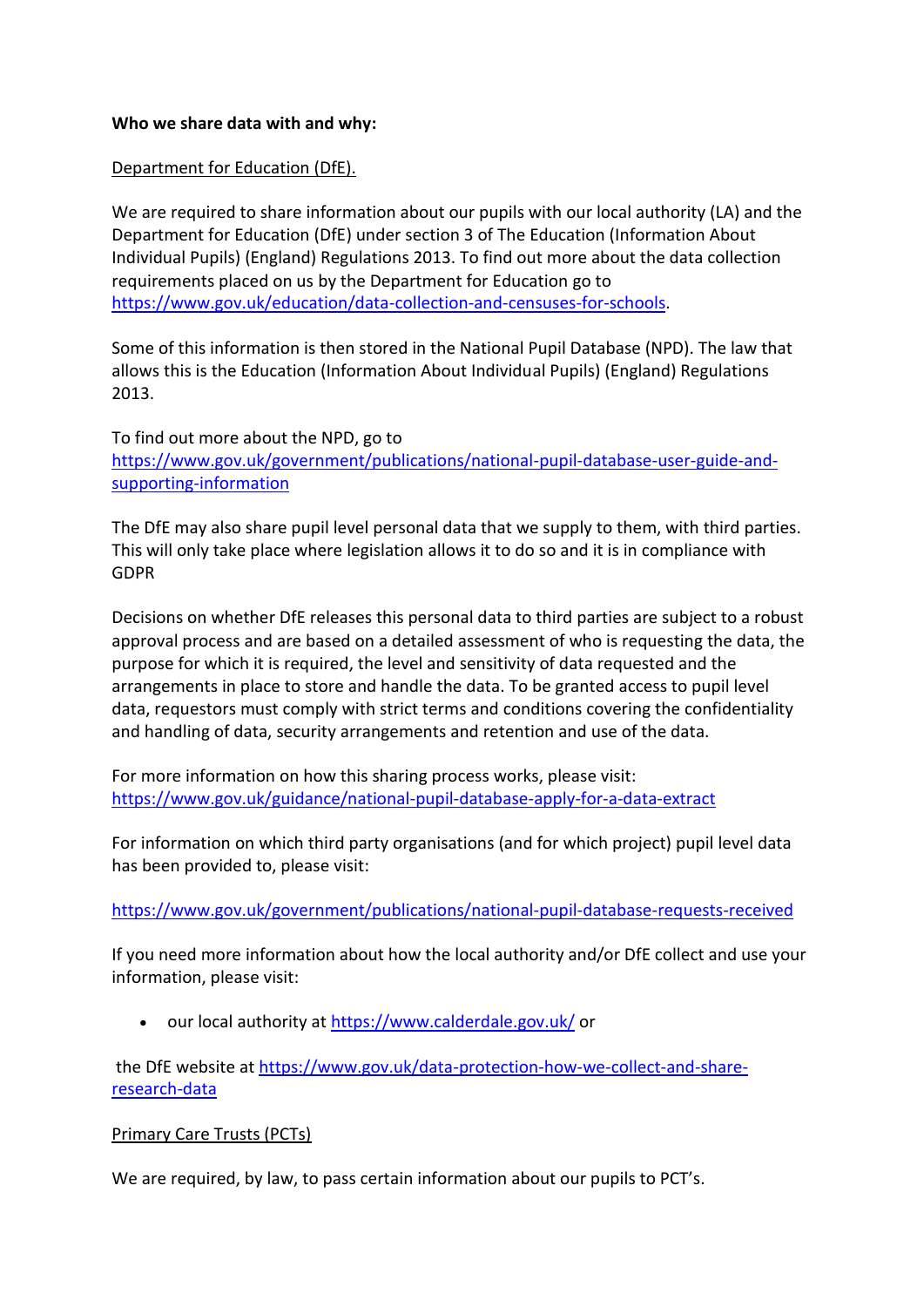**Who we share data with and why:**

Department for Education (DfE).

We are required to share information about our pupils with our local authority (LA) and the Department for Education (DfE) under section 3 of The Education (Information About Individual Pupils) (England) Regulations 2013. To find out more about the data collection requirements placed on us by the Department for Education go to https://www.gov.uk/education/data-collection-and-censuses-for-schools.

Some of this information is then stored in the National Pupil Database (NPD). The law that allows this is the Education (Information About Individual Pupils) (England) Regulations 2013.

To find out more about the NPD, go to https://www.gov.uk/government/publications/national-pupil-database-user-guide-and-supporting-information

The DfE may also share pupil level personal data that we supply to them, with third parties. This will only take place where legislation allows it to do so and it is in compliance with GDPR

Decisions on whether DfE releases this personal data to third parties are subject to a robust approval process and are based on a detailed assessment of who is requesting the data, the purpose for which it is required, the level and sensitivity of data requested and the arrangements in place to store and handle the data. To be granted access to pupil level data, requestors must comply with strict terms and conditions covering the confidentiality and handling of data, security arrangements and retention and use of the data.

For more information on how this sharing process works, please visit: https://www.gov.uk/guidance/national-pupil-database-apply-for-a-data-extract

For information on which third party organisations (and for which project) pupil level data has been provided to, please visit:

https://www.gov.uk/government/publications/national-pupil-database-requests-received

If you need more information about how the local authority and/or DfE collect and use your information, please visit:

- our local authority at https://www.calderdale.gov.uk/ or

the DfE website at https://www.gov.uk/data-protection-how-we-collect-and-share-research-data

Primary Care Trusts (PCTs)

We are required, by law, to pass certain information about our pupils to PCT's.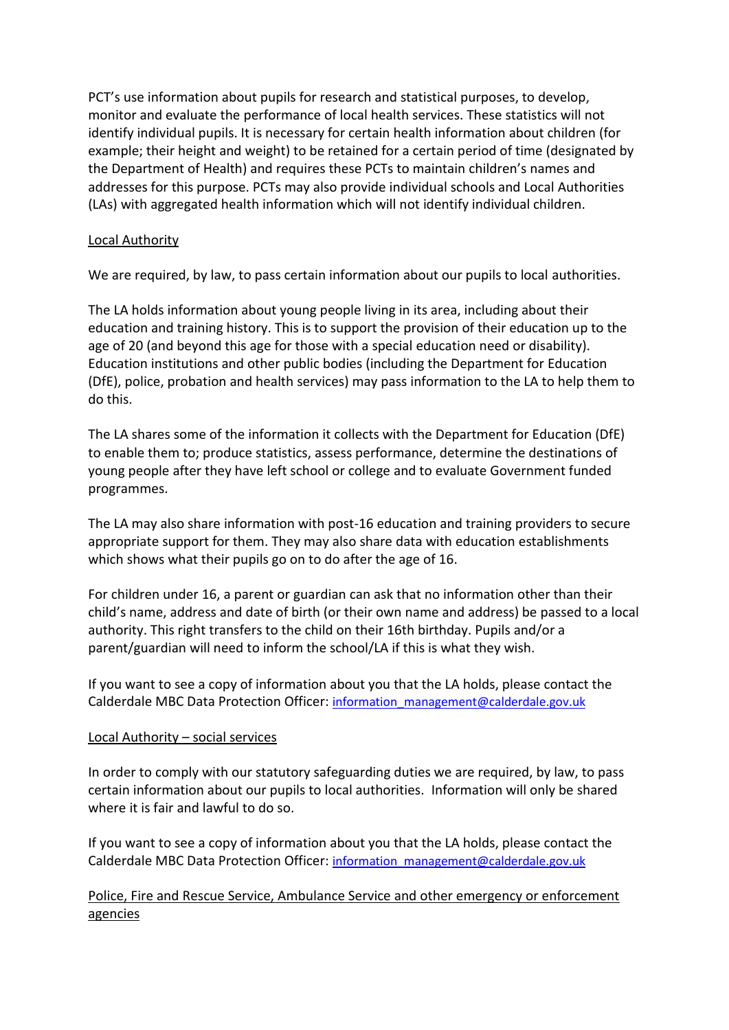PCT's use information about pupils for research and statistical purposes, to develop, monitor and evaluate the performance of local health services. These statistics will not identify individual pupils. It is necessary for certain health information about children (for example; their height and weight) to be retained for a certain period of time (designated by the Department of Health) and requires these PCTs to maintain children's names and addresses for this purpose. PCTs may also provide individual schools and Local Authorities (LAs) with aggregated health information which will not identify individual children.

<u>Local Authority</u>

We are required, by law, to pass certain information about our pupils to local authorities.

The LA holds information about young people living in its area, including about their education and training history. This is to support the provision of their education up to the age of 20 (and beyond this age for those with a special education need or disability). Education institutions and other public bodies (including the Department for Education (DfE), police, probation and health services) may pass information to the LA to help them to do this.

The LA shares some of the information it collects with the Department for Education (DfE) to enable them to; produce statistics, assess performance, determine the destinations of young people after they have left school or college and to evaluate Government funded programmes.

The LA may also share information with post-16 education and training providers to secure appropriate support for them. They may also share data with education establishments which shows what their pupils go on to do after the age of 16.

For children under 16, a parent or guardian can ask that no information other than their child's name, address and date of birth (or their own name and address) be passed to a local authority. This right transfers to the child on their 16th birthday. Pupils and/or a parent/guardian will need to inform the school/LA if this is what they wish.

If you want to see a copy of information about you that the LA holds, please contact the Calderdale MBC Data Protection Officer: information_management@calderdale.gov.uk

<u>Local Authority – social services</u>

In order to comply with our statutory safeguarding duties we are required, by law, to pass certain information about our pupils to local authorities. Information will only be shared where it is fair and lawful to do so.

If you want to see a copy of information about you that the LA holds, please contact the Calderdale MBC Data Protection Officer: information_management@calderdale.gov.uk

<u>Police, Fire and Rescue Service, Ambulance Service and other emergency or enforcement agencies</u>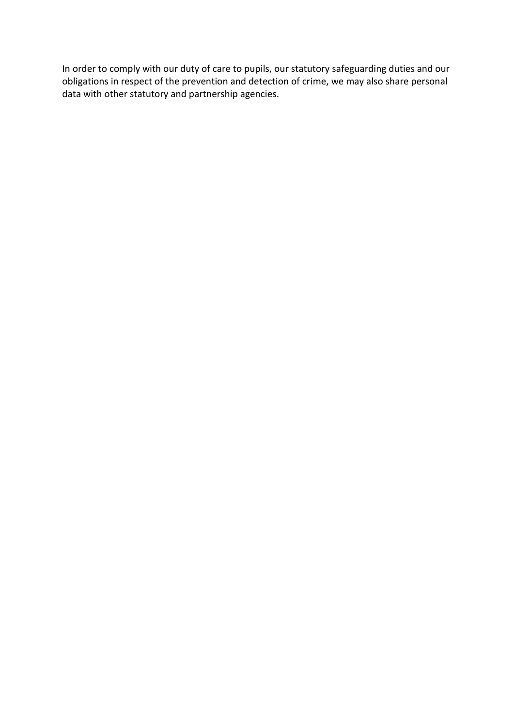In order to comply with our duty of care to pupils, our statutory safeguarding duties and our obligations in respect of the prevention and detection of crime, we may also share personal data with other statutory and partnership agencies.